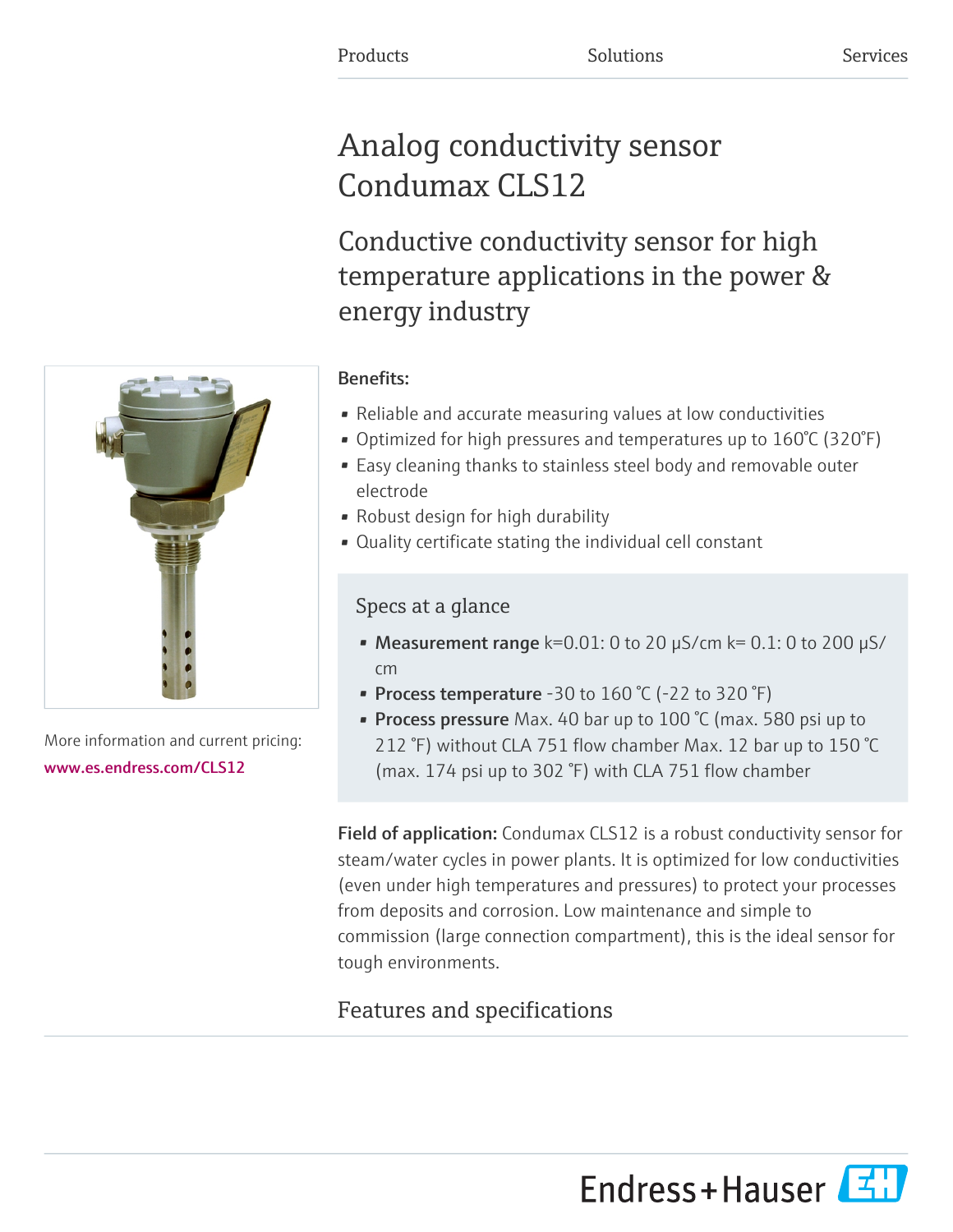Products Solutions Services

# Analog conductivity sensor Condumax CLS12

## Conductive conductivity sensor for high temperature applications in the power & energy industry

More information and current pricing:
www.es.endress.com/CLS12

**Benefits:**

- Reliable and accurate measuring values at low conductivities
- Optimized for high pressures and temperatures up to 160°C (320°F)
- Easy cleaning thanks to stainless steel body and removable outer electrode
- Robust design for high durability
- Quality certificate stating the individual cell constant

### Specs at a glance

- **Measurement range** k=0.01: 0 to 20 µS/cm k= 0.1: 0 to 200 µS/cm
- **Process temperature** -30 to 160 °C (-22 to 320 °F)
- **Process pressure** Max. 40 bar up to 100 °C (max. 580 psi up to 212 °F) without CLA 751 flow chamber Max. 12 bar up to 150 °C (max. 174 psi up to 302 °F) with CLA 751 flow chamber

**Field of application:** Condumax CLS12 is a robust conductivity sensor for steam/water cycles in power plants. It is optimized for low conductivities (even under high temperatures and pressures) to protect your processes from deposits and corrosion. Low maintenance and simple to commission (large connection compartment), this is the ideal sensor for tough environments.

## Features and specifications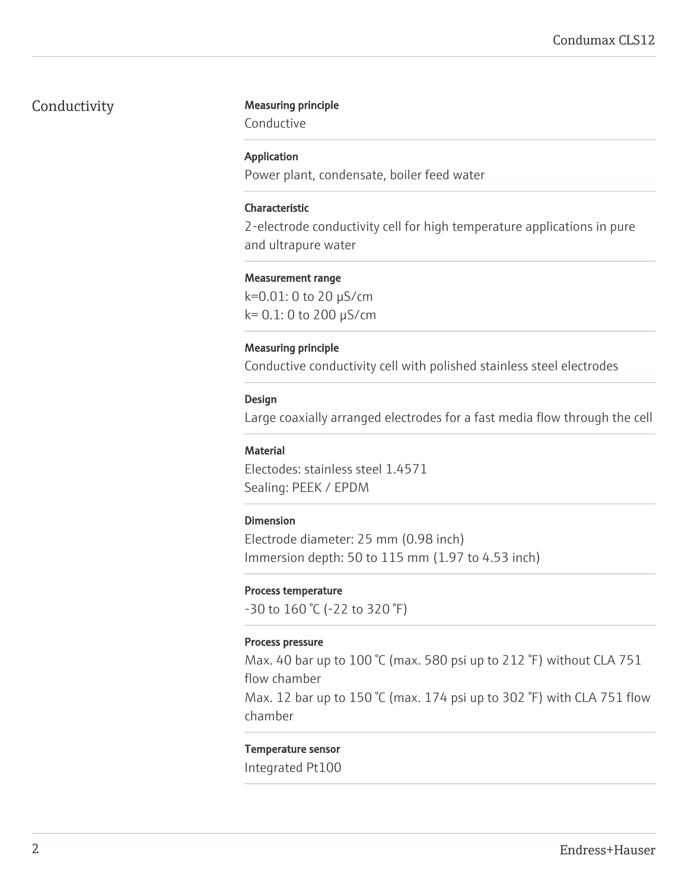## Conductivity

### Measuring principle
Conductive

### Application
Power plant, condensate, boiler feed water

### Characteristic
2-electrode conductivity cell for high temperature applications in pure and ultrapure water

### Measurement range
k=0.01: 0 to 20 µS/cm
k= 0.1: 0 to 200 µS/cm

### Measuring principle
Conductive conductivity cell with polished stainless steel electrodes

### Design
Large coaxially arranged electrodes for a fast media flow through the cell

### Material
Electodes: stainless steel 1.4571
Sealing: PEEK / EPDM

### Dimension
Electrode diameter: 25 mm (0.98 inch)
Immersion depth: 50 to 115 mm (1.97 to 4.53 inch)

### Process temperature
-30 to 160 °C (-22 to 320 °F)

### Process pressure
Max. 40 bar up to 100 °C (max. 580 psi up to 212 °F) without CLA 751 flow chamber
Max. 12 bar up to 150 °C (max. 174 psi up to 302 °F) with CLA 751 flow chamber

### Temperature sensor
Integrated Pt100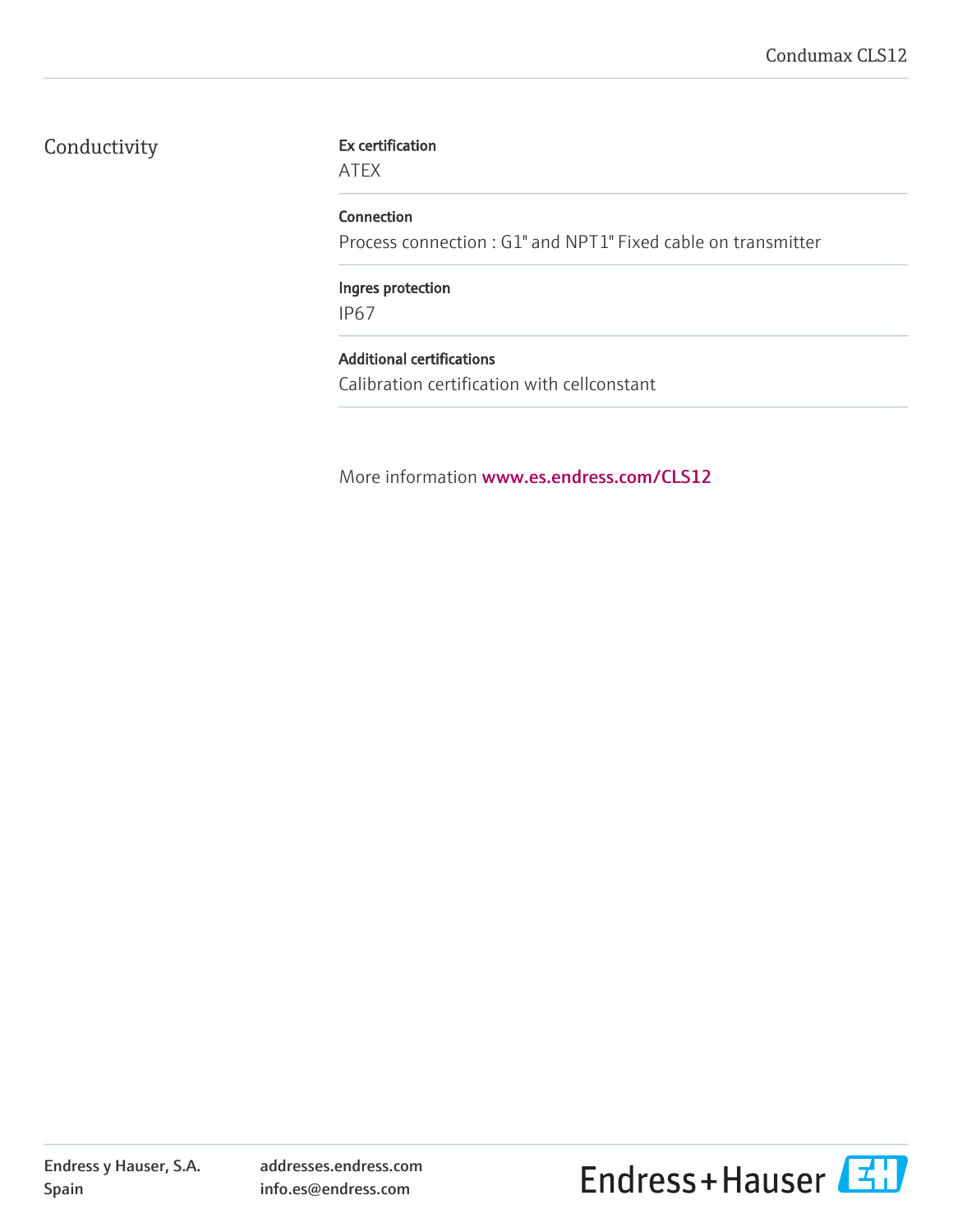## Conductivity

**Ex certification**

ATEX

**Connection**

Process connection : G1" and NPT1" Fixed cable on transmitter

**Ingres protection**

IP67

**Additional certifications**

Calibration certification with cellconstant

More information **www.es.endress.com/CLS12**

Endress y Hauser, S.A.
Spain

addresses.endress.com
info.es@endress.com